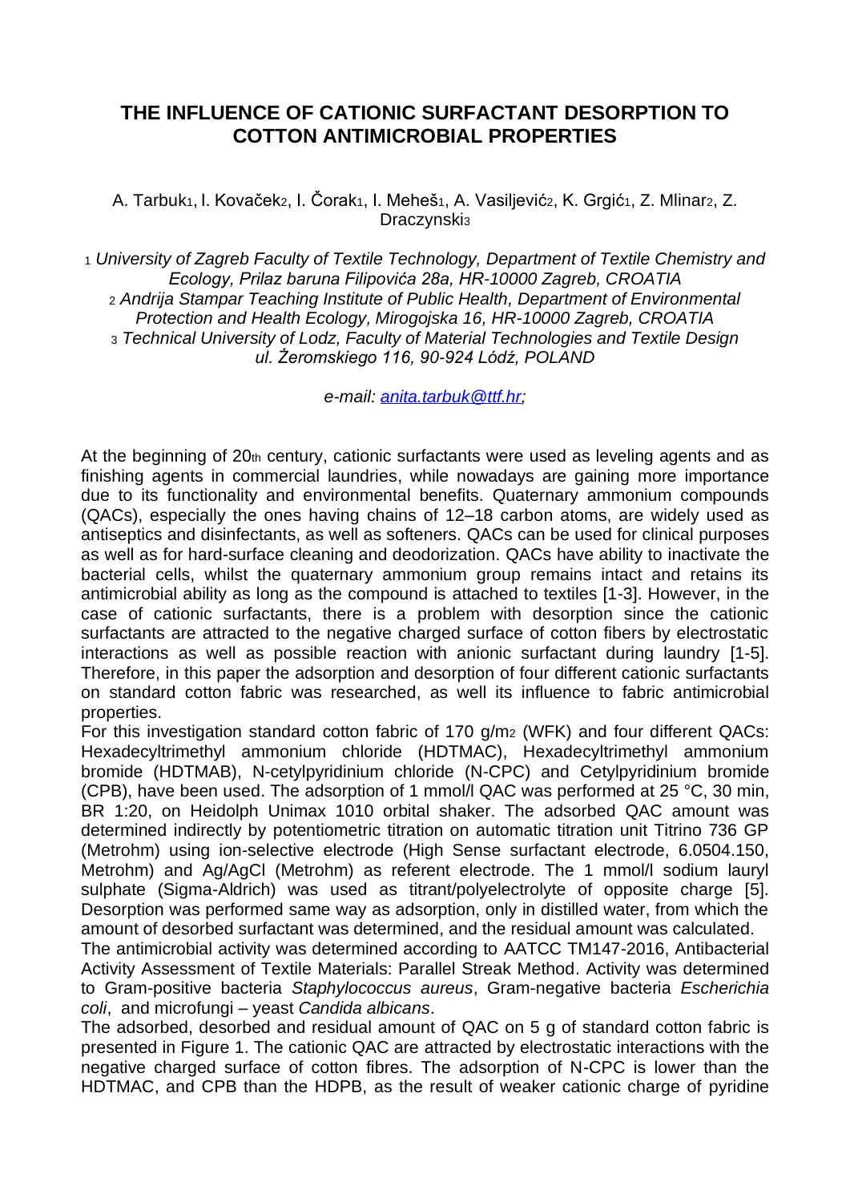# THE INFLUENCE OF CATIONIC SURFACTANT DESORPTION TO COTTON ANTIMICROBIAL PROPERTIES

A. Tarbuk[1], I. Kovaček[2], I. Čorak[1], I. Meheš[1], A. Vasiljević[2], K. Grgić[1], Z. Mlinar[2], Z. Draczynski[3]

[1] *University of Zagreb Faculty of Textile Technology, Department of Textile Chemistry and Ecology, Prilaz baruna Filipovića 28a, HR-10000 Zagreb, CROATIA*
[2] *Andrija Stampar Teaching Institute of Public Health, Department of Environmental Protection and Health Ecology, Mirogojska 16, HR-10000 Zagreb, CROATIA*
[3] *Technical University of Lodz, Faculty of Material Technologies and Textile Design ul. Żeromskiego 116, 90-924 Lódź, POLAND*

*e-mail: anita.tarbuk@ttf.hr;*

At the beginning of 20th century, cationic surfactants were used as leveling agents and as finishing agents in commercial laundries, while nowadays are gaining more importance due to its functionality and environmental benefits. Quaternary ammonium compounds (QACs), especially the ones having chains of 12–18 carbon atoms, are widely used as antiseptics and disinfectants, as well as softeners. QACs can be used for clinical purposes as well as for hard-surface cleaning and deodorization. QACs have ability to inactivate the bacterial cells, whilst the quaternary ammonium group remains intact and retains its antimicrobial ability as long as the compound is attached to textiles [1-3]. However, in the case of cationic surfactants, there is a problem with desorption since the cationic surfactants are attracted to the negative charged surface of cotton fibers by electrostatic interactions as well as possible reaction with anionic surfactant during laundry [1-5]. Therefore, in this paper the adsorption and desorption of four different cationic surfactants on standard cotton fabric was researched, as well its influence to fabric antimicrobial properties.

For this investigation standard cotton fabric of 170 g/m$^2$ (WFK) and four different QACs: Hexadecyltrimethyl ammonium chloride (HDTMAC), Hexadecyltrimethyl ammonium bromide (HDTMAB), N-cetylpyridinium chloride (N-CPC) and Cetylpyridinium bromide (CPB), have been used. The adsorption of 1 mmol/l QAC was performed at 25 °C, 30 min, BR 1:20, on Heidolph Unimax 1010 orbital shaker. The adsorbed QAC amount was determined indirectly by potentiometric titration on automatic titration unit Titrino 736 GP (Metrohm) using ion-selective electrode (High Sense surfactant electrode, 6.0504.150, Metrohm) and Ag/AgCl (Metrohm) as referent electrode. The 1 mmol/l sodium lauryl sulphate (Sigma-Aldrich) was used as titrant/polyelectrolyte of opposite charge [5]. Desorption was performed same way as adsorption, only in distilled water, from which the amount of desorbed surfactant was determined, and the residual amount was calculated.

The antimicrobial activity was determined according to AATCC TM147-2016, Antibacterial Activity Assessment of Textile Materials: Parallel Streak Method. Activity was determined to Gram-positive bacteria *Staphylococcus aureus*, Gram-negative bacteria *Escherichia coli*, and microfungi – yeast *Candida albicans*.

The adsorbed, desorbed and residual amount of QAC on 5 g of standard cotton fabric is presented in Figure 1. The cationic QAC are attracted by electrostatic interactions with the negative charged surface of cotton fibres. The adsorption of N-CPC is lower than the HDTMAC, and CPB than the HDPB, as the result of weaker cationic charge of pyridine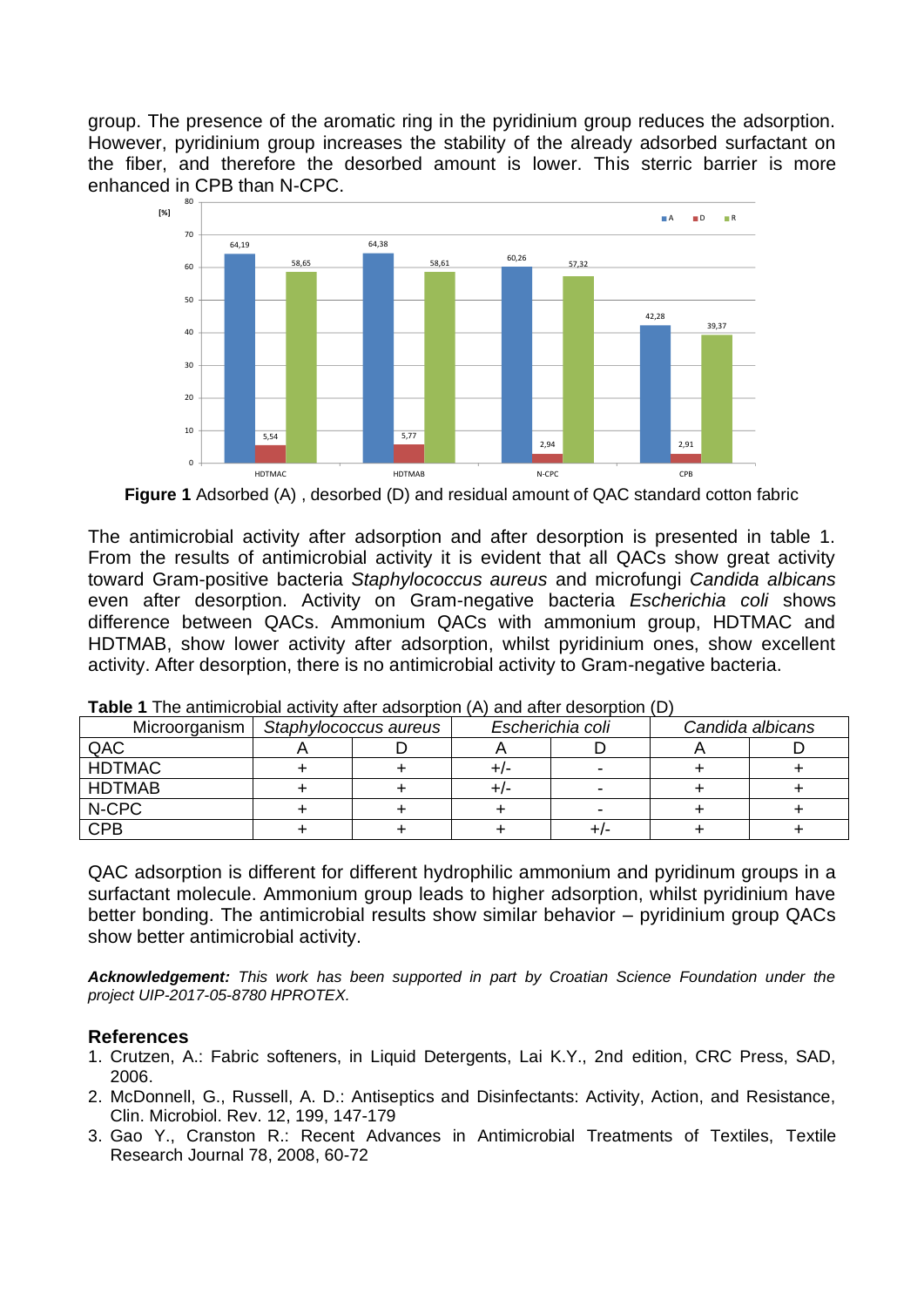group. The presence of the aromatic ring in the pyridinium group reduces the adsorption. However, pyridinium group increases the stability of the already adsorbed surfactant on the fiber, and therefore the desorbed amount is lower. This sterric barrier is more enhanced in CPB than N-CPC.

**Figure 1** Adsorbed (A) , desorbed (D) and residual amount of QAC standard cotton fabric

The antimicrobial activity after adsorption and after desorption is presented in table 1. From the results of antimicrobial activity it is evident that all QACs show great activity toward Gram-positive bacteria *Staphylococcus aureus* and microfungi *Candida albicans* even after desorption. Activity on Gram-negative bacteria *Escherichia coli* shows difference between QACs. Ammonium QACs with ammonium group, HDTMAC and HDTMAB, show lower activity after adsorption, whilst pyridinium ones, show excellent activity. After desorption, there is no antimicrobial activity to Gram-negative bacteria.

**Table 1** The antimicrobial activity after adsorption (A) and after desorption (D)

| Microorganism | *Staphylococcus aureus* | | *Escherichia coli* | | *Candida albicans* | |
|---|---|---|---|---|---|---|
| QAC | A | D | A | D | A | D |
| HDTMAC | + | + | +/- | - | + | + |
| HDTMAB | + | + | +/- | - | + | + |
| N-CPC | + | + | + | - | + | + |
| CPB | + | + | + | +/- | + | + |

QAC adsorption is different for different hydrophilic ammonium and pyridinum groups in a surfactant molecule. Ammonium group leads to higher adsorption, whilst pyridinium have better bonding. The antimicrobial results show similar behavior – pyridinium group QACs show better antimicrobial activity.

***Acknowledgement:*** *This work has been supported in part by Croatian Science Foundation under the project UIP-2017-05-8780 HPROTEX.*

## References

1. Crutzen, A.: Fabric softeners, in Liquid Detergents, Lai K.Y., 2nd edition, CRC Press, SAD, 2006.
2. McDonnell, G., Russell, A. D.: Antiseptics and Disinfectants: Activity, Action, and Resistance, Clin. Microbiol. Rev. 12, 199, 147-179
3. Gao Y., Cranston R.: Recent Advances in Antimicrobial Treatments of Textiles, Textile Research Journal 78, 2008, 60-72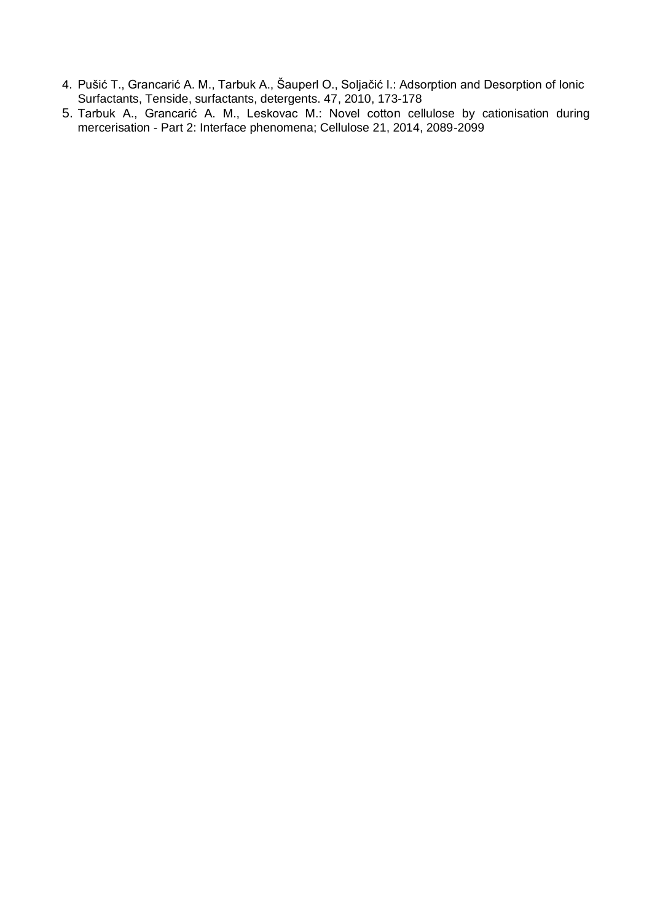4. Pušić T., Grancarić A. M., Tarbuk A., Šauperl O., Soljačić I.: Adsorption and Desorption of Ionic Surfactants, Tenside, surfactants, detergents. 47, 2010, 173-178
5. Tarbuk A., Grancarić A. M., Leskovac M.: Novel cotton cellulose by cationisation during mercerisation - Part 2: Interface phenomena; Cellulose 21, 2014, 2089-2099